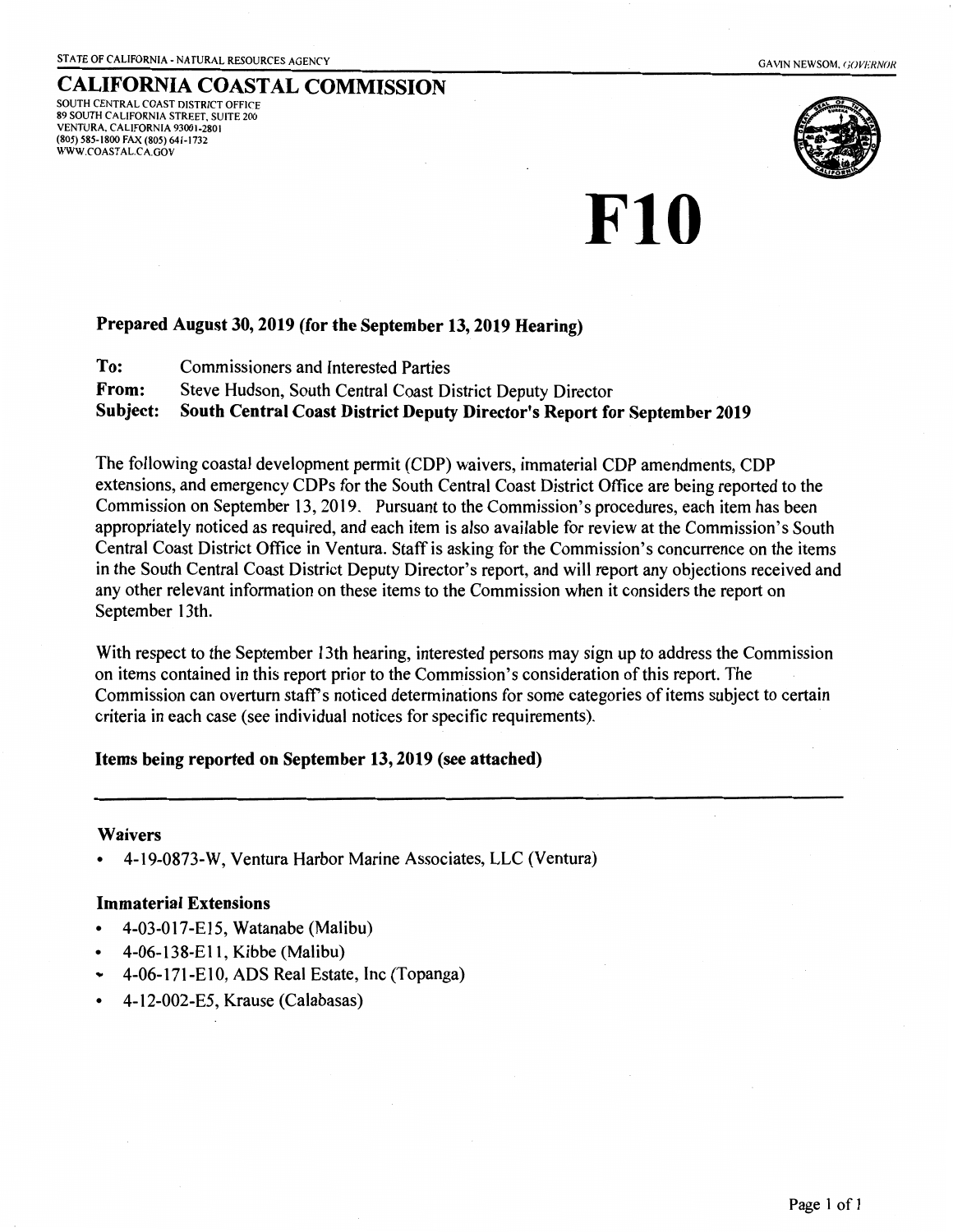STATE OF CALIFORNIA - NATURAL RESOURCES AGENCY

GAVIN NEWSOM, *GOVERNOR*

# CALIFORNIA COASTAL COMMISSION

SOUTH CENTRAL COAST DISTRICT OFFICE
89 SOUTH CALIFORNIA STREET, SUITE 200
VENTURA, CALIFORNIA 93001-2801
(805) 585-1800 FAX (805) 641-1732
WWW.COASTAL.CA.GOV

# F10

**Prepared August 30, 2019 (for the September 13, 2019 Hearing)**

**To:** Commissioners and Interested Parties
**From:** Steve Hudson, South Central Coast District Deputy Director
**Subject: South Central Coast District Deputy Director's Report for September 2019**

The following coastal development permit (CDP) waivers, immaterial CDP amendments, CDP extensions, and emergency CDPs for the South Central Coast District Office are being reported to the Commission on September 13, 2019. Pursuant to the Commission's procedures, each item has been appropriately noticed as required, and each item is also available for review at the Commission's South Central Coast District Office in Ventura. Staff is asking for the Commission's concurrence on the items in the South Central Coast District Deputy Director's report, and will report any objections received and any other relevant information on these items to the Commission when it considers the report on September 13th.

With respect to the September 13th hearing, interested persons may sign up to address the Commission on items contained in this report prior to the Commission's consideration of this report. The Commission can overturn staff's noticed determinations for some categories of items subject to certain criteria in each case (see individual notices for specific requirements).

**Items being reported on September 13, 2019 (see attached)**

---

**Waivers**

- 4-19-0873-W, Ventura Harbor Marine Associates, LLC (Ventura)

**Immaterial Extensions**

- 4-03-017-E15, Watanabe (Malibu)
- 4-06-138-E11, Kibbe (Malibu)
- 4-06-171-E10, ADS Real Estate, Inc (Topanga)
- 4-12-002-E5, Krause (Calabasas)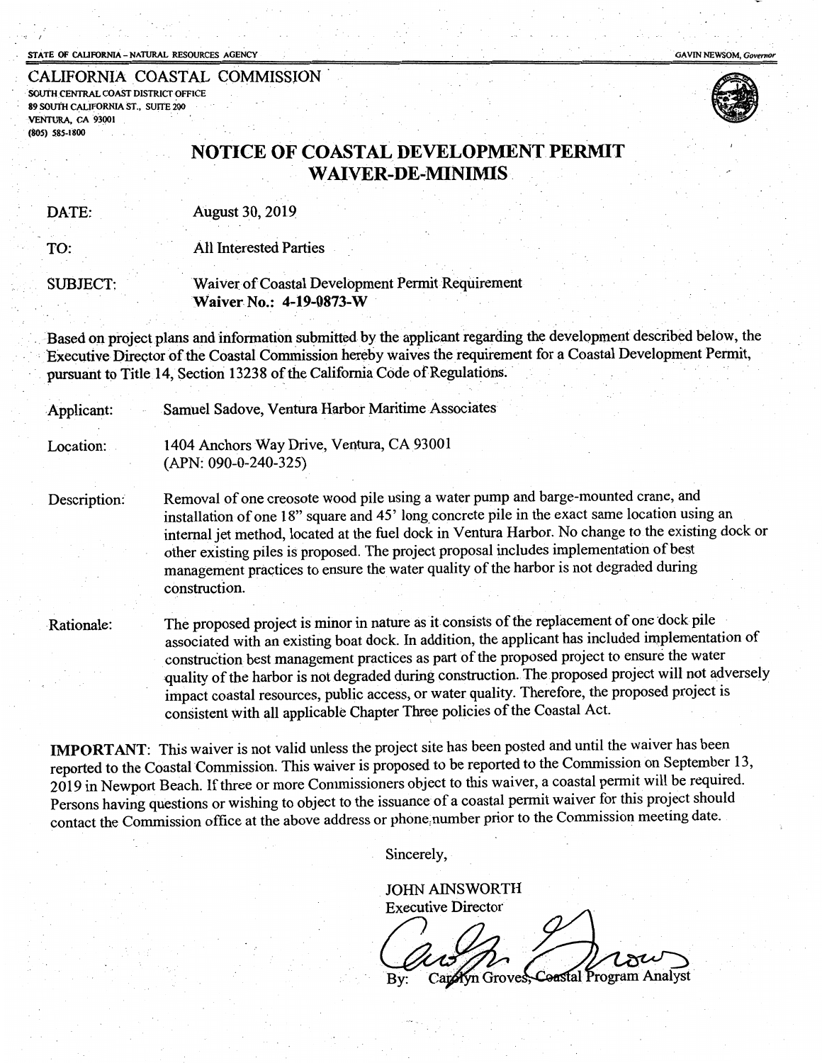STATE OF CALIFORNIA – NATURAL RESOURCES AGENCY

GAVIN NEWSOM, *Governor*

CALIFORNIA COASTAL COMMISSION
SOUTH CENTRAL COAST DISTRICT OFFICE
89 SOUTH CALIFORNIA ST., SUITE 200
VENTURA, CA 93001
(805) 585-1800

# NOTICE OF COASTAL DEVELOPMENT PERMIT WAIVER-DE-MINIMIS

DATE: August 30, 2019

TO: All Interested Parties

SUBJECT: Waiver of Coastal Development Permit Requirement
**Waiver No.: 4-19-0873-W**

Based on project plans and information submitted by the applicant regarding the development described below, the Executive Director of the Coastal Commission hereby waives the requirement for a Coastal Development Permit, pursuant to Title 14, Section 13238 of the California Code of Regulations.

Applicant: Samuel Sadove, Ventura Harbor Maritime Associates

Location: 1404 Anchors Way Drive, Ventura, CA 93001
(APN: 090-0-240-325)

Description: Removal of one creosote wood pile using a water pump and barge-mounted crane, and installation of one 18" square and 45' long concrete pile in the exact same location using an internal jet method, located at the fuel dock in Ventura Harbor. No change to the existing dock or other existing piles is proposed. The project proposal includes implementation of best management practices to ensure the water quality of the harbor is not degraded during construction.

Rationale: The proposed project is minor in nature as it consists of the replacement of one dock pile associated with an existing boat dock. In addition, the applicant has included implementation of construction best management practices as part of the proposed project to ensure the water quality of the harbor is not degraded during construction. The proposed project will not adversely impact coastal resources, public access, or water quality. Therefore, the proposed project is consistent with all applicable Chapter Three policies of the Coastal Act.

**IMPORTANT**: This waiver is not valid unless the project site has been posted and until the waiver has been reported to the Coastal Commission. This waiver is proposed to be reported to the Commission on September 13, 2019 in Newport Beach. If three or more Commissioners object to this waiver, a coastal permit will be required. Persons having questions or wishing to object to the issuance of a coastal permit waiver for this project should contact the Commission office at the above address or phone number prior to the Commission meeting date.

Sincerely,

JOHN AINSWORTH
Executive Director

By: Carolyn Groves, Coastal Program Analyst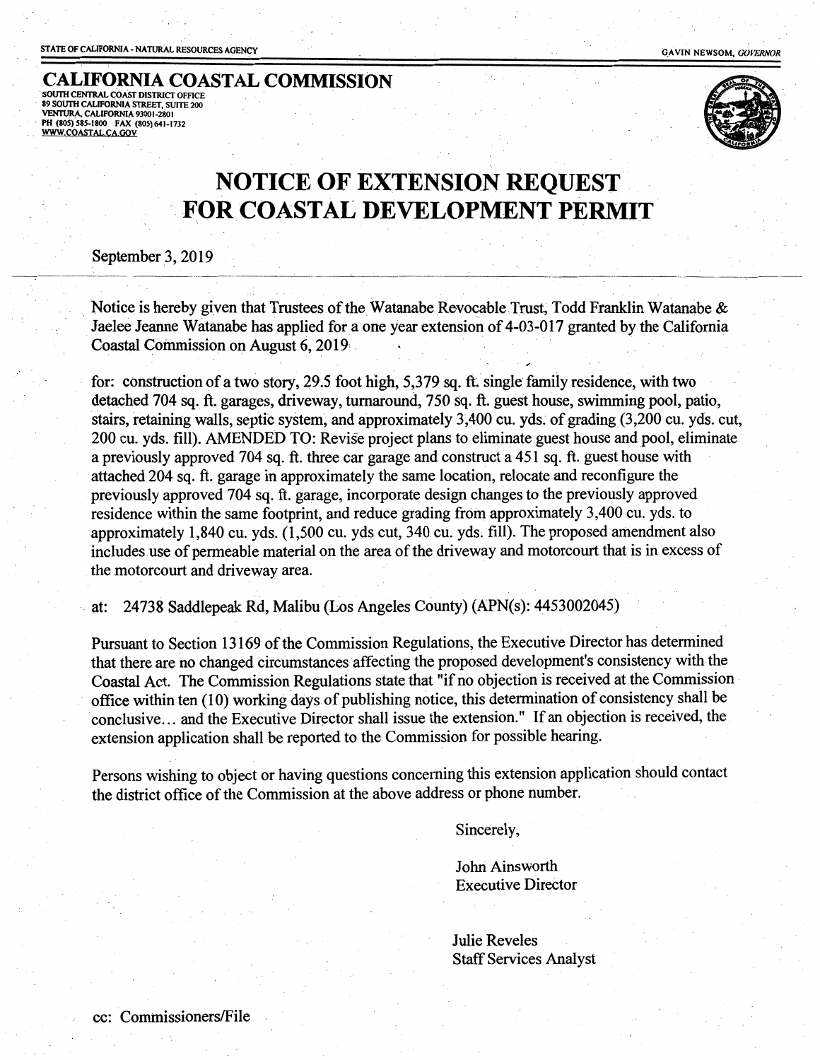STATE OF CALIFORNIA - NATURAL RESOURCES AGENCY

GAVIN NEWSOM, *GOVERNOR*

# CALIFORNIA COASTAL COMMISSION

SOUTH CENTRAL COAST DISTRICT OFFICE
89 SOUTH CALIFORNIA STREET, SUITE 200
VENTURA, CALIFORNIA 93001-2801
PH (805) 585-1800 FAX (805) 641-1732
WWW.COASTAL.CA.GOV

## NOTICE OF EXTENSION REQUEST FOR COASTAL DEVELOPMENT PERMIT

September 3, 2019

Notice is hereby given that Trustees of the Watanabe Revocable Trust, Todd Franklin Watanabe & Jaelee Jeanne Watanabe has applied for a one year extension of 4-03-017 granted by the California Coastal Commission on August 6, 2019

for: construction of a two story, 29.5 foot high, 5,379 sq. ft. single family residence, with two detached 704 sq. ft. garages, driveway, turnaround, 750 sq. ft. guest house, swimming pool, patio, stairs, retaining walls, septic system, and approximately 3,400 cu. yds. of grading (3,200 cu. yds. cut, 200 cu. yds. fill). AMENDED TO: Revise project plans to eliminate guest house and pool, eliminate a previously approved 704 sq. ft. three car garage and construct a 451 sq. ft. guest house with attached 204 sq. ft. garage in approximately the same location, relocate and reconfigure the previously approved 704 sq. ft. garage, incorporate design changes to the previously approved residence within the same footprint, and reduce grading from approximately 3,400 cu. yds. to approximately 1,840 cu. yds. (1,500 cu. yds cut, 340 cu. yds. fill). The proposed amendment also includes use of permeable material on the area of the driveway and motorcourt that is in excess of the motorcourt and driveway area.

at: 24738 Saddlepeak Rd, Malibu (Los Angeles County) (APN(s): 4453002045)

Pursuant to Section 13169 of the Commission Regulations, the Executive Director has determined that there are no changed circumstances affecting the proposed development's consistency with the Coastal Act. The Commission Regulations state that "if no objection is received at the Commission office within ten (10) working days of publishing notice, this determination of consistency shall be conclusive... and the Executive Director shall issue the extension." If an objection is received, the extension application shall be reported to the Commission for possible hearing.

Persons wishing to object or having questions concerning this extension application should contact the district office of the Commission at the above address or phone number.

Sincerely,

John Ainsworth
Executive Director

Julie Reveles
Staff Services Analyst

cc: Commissioners/File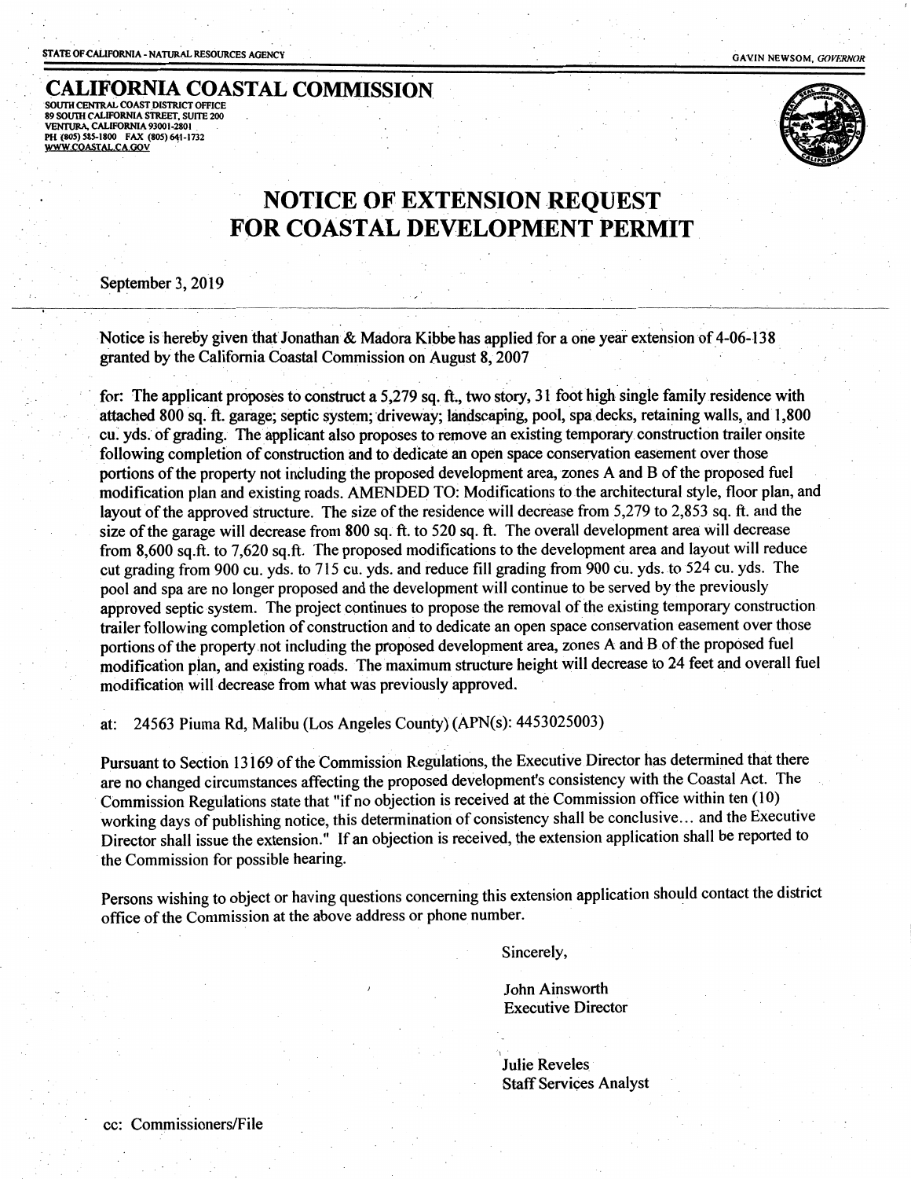STATE OF CALIFORNIA - NATURAL RESOURCES AGENCY

GAVIN NEWSOM, *GOVERNOR*

# CALIFORNIA COASTAL COMMISSION

SOUTH CENTRAL COAST DISTRICT OFFICE
89 SOUTH CALIFORNIA STREET, SUITE 200
VENTURA, CALIFORNIA 93001-2801
PH (805) 585-1800 FAX (805) 641-1732
WWW.COASTAL.CA.GOV

## NOTICE OF EXTENSION REQUEST FOR COASTAL DEVELOPMENT PERMIT

September 3, 2019

Notice is hereby given that Jonathan & Madora Kibbe has applied for a one year extension of 4-06-138 granted by the California Coastal Commission on August 8, 2007

for: The applicant proposes to construct a 5,279 sq. ft., two story, 31 foot high single family residence with attached 800 sq. ft. garage; septic system; driveway; landscaping, pool, spa decks, retaining walls, and 1,800 cu. yds. of grading. The applicant also proposes to remove an existing temporary construction trailer onsite following completion of construction and to dedicate an open space conservation easement over those portions of the property not including the proposed development area, zones A and B of the proposed fuel modification plan and existing roads. AMENDED TO: Modifications to the architectural style, floor plan, and layout of the approved structure. The size of the residence will decrease from 5,279 to 2,853 sq. ft. and the size of the garage will decrease from 800 sq. ft. to 520 sq. ft. The overall development area will decrease from 8,600 sq.ft. to 7,620 sq.ft. The proposed modifications to the development area and layout will reduce cut grading from 900 cu. yds. to 715 cu. yds. and reduce fill grading from 900 cu. yds. to 524 cu. yds. The pool and spa are no longer proposed and the development will continue to be served by the previously approved septic system. The project continues to propose the removal of the existing temporary construction trailer following completion of construction and to dedicate an open space conservation easement over those portions of the property not including the proposed development area, zones A and B of the proposed fuel modification plan, and existing roads. The maximum structure height will decrease to 24 feet and overall fuel modification will decrease from what was previously approved.

at: 24563 Piuma Rd, Malibu (Los Angeles County) (APN(s): 4453025003)

Pursuant to Section 13169 of the Commission Regulations, the Executive Director has determined that there are no changed circumstances affecting the proposed development's consistency with the Coastal Act. The Commission Regulations state that "if no objection is received at the Commission office within ten (10) working days of publishing notice, this determination of consistency shall be conclusive... and the Executive Director shall issue the extension." If an objection is received, the extension application shall be reported to the Commission for possible hearing.

Persons wishing to object or having questions concerning this extension application should contact the district office of the Commission at the above address or phone number.

Sincerely,

John Ainsworth
Executive Director

Julie Reveles
Staff Services Analyst

cc: Commissioners/File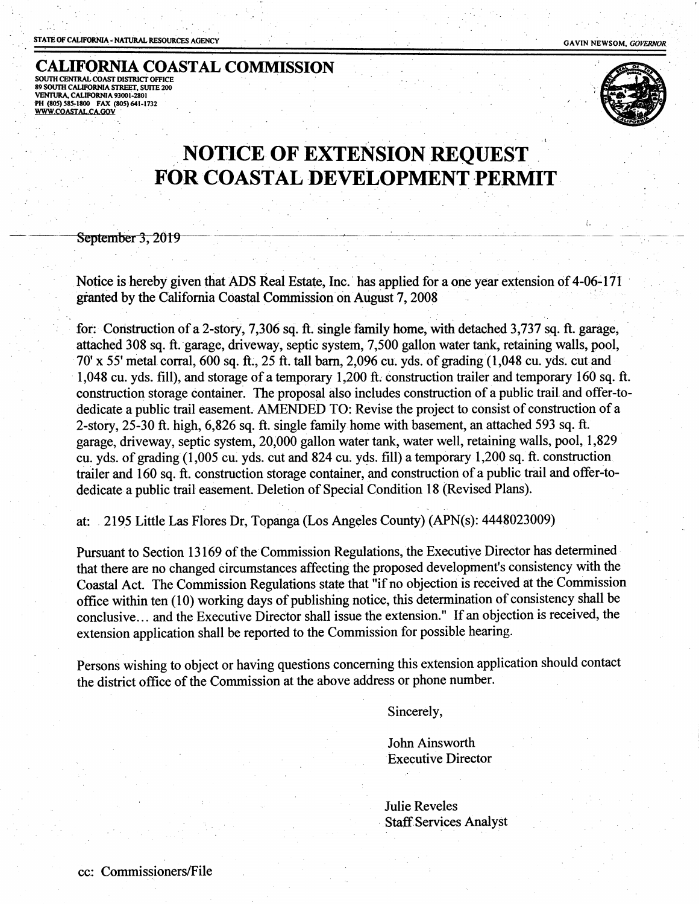STATE OF CALIFORNIA - NATURAL RESOURCES AGENCY

GAVIN NEWSOM, *GOVERNOR*

**CALIFORNIA COASTAL COMMISSION**
SOUTH CENTRAL COAST DISTRICT OFFICE
89 SOUTH CALIFORNIA STREET, SUITE 200
VENTURA, CALIFORNIA 93001-2801
PH (805) 585-1800 FAX (805) 641-1732
WWW.COASTAL.CA.GOV

# NOTICE OF EXTENSION REQUEST FOR COASTAL DEVELOPMENT PERMIT

September 3, 2019

Notice is hereby given that ADS Real Estate, Inc. has applied for a one year extension of 4-06-171 granted by the California Coastal Commission on August 7, 2008

for: Construction of a 2-story, 7,306 sq. ft. single family home, with detached 3,737 sq. ft. garage, attached 308 sq. ft. garage, driveway, septic system, 7,500 gallon water tank, retaining walls, pool, 70' x 55' metal corral, 600 sq. ft., 25 ft. tall barn, 2,096 cu. yds. of grading (1,048 cu. yds. cut and 1,048 cu. yds. fill), and storage of a temporary 1,200 ft. construction trailer and temporary 160 sq. ft. construction storage container. The proposal also includes construction of a public trail and offer-to-dedicate a public trail easement. AMENDED TO: Revise the project to consist of construction of a 2-story, 25-30 ft. high, 6,826 sq. ft. single family home with basement, an attached 593 sq. ft. garage, driveway, septic system, 20,000 gallon water tank, water well, retaining walls, pool, 1,829 cu. yds. of grading (1,005 cu. yds. cut and 824 cu. yds. fill) a temporary 1,200 sq. ft. construction trailer and 160 sq. ft. construction storage container, and construction of a public trail and offer-to-dedicate a public trail easement. Deletion of Special Condition 18 (Revised Plans).

at: 2195 Little Las Flores Dr, Topanga (Los Angeles County) (APN(s): 4448023009)

Pursuant to Section 13169 of the Commission Regulations, the Executive Director has determined that there are no changed circumstances affecting the proposed development's consistency with the Coastal Act. The Commission Regulations state that "if no objection is received at the Commission office within ten (10) working days of publishing notice, this determination of consistency shall be conclusive... and the Executive Director shall issue the extension." If an objection is received, the extension application shall be reported to the Commission for possible hearing.

Persons wishing to object or having questions concerning this extension application should contact the district office of the Commission at the above address or phone number.

Sincerely,

John Ainsworth
Executive Director

Julie Reveles
Staff Services Analyst

cc: Commissioners/File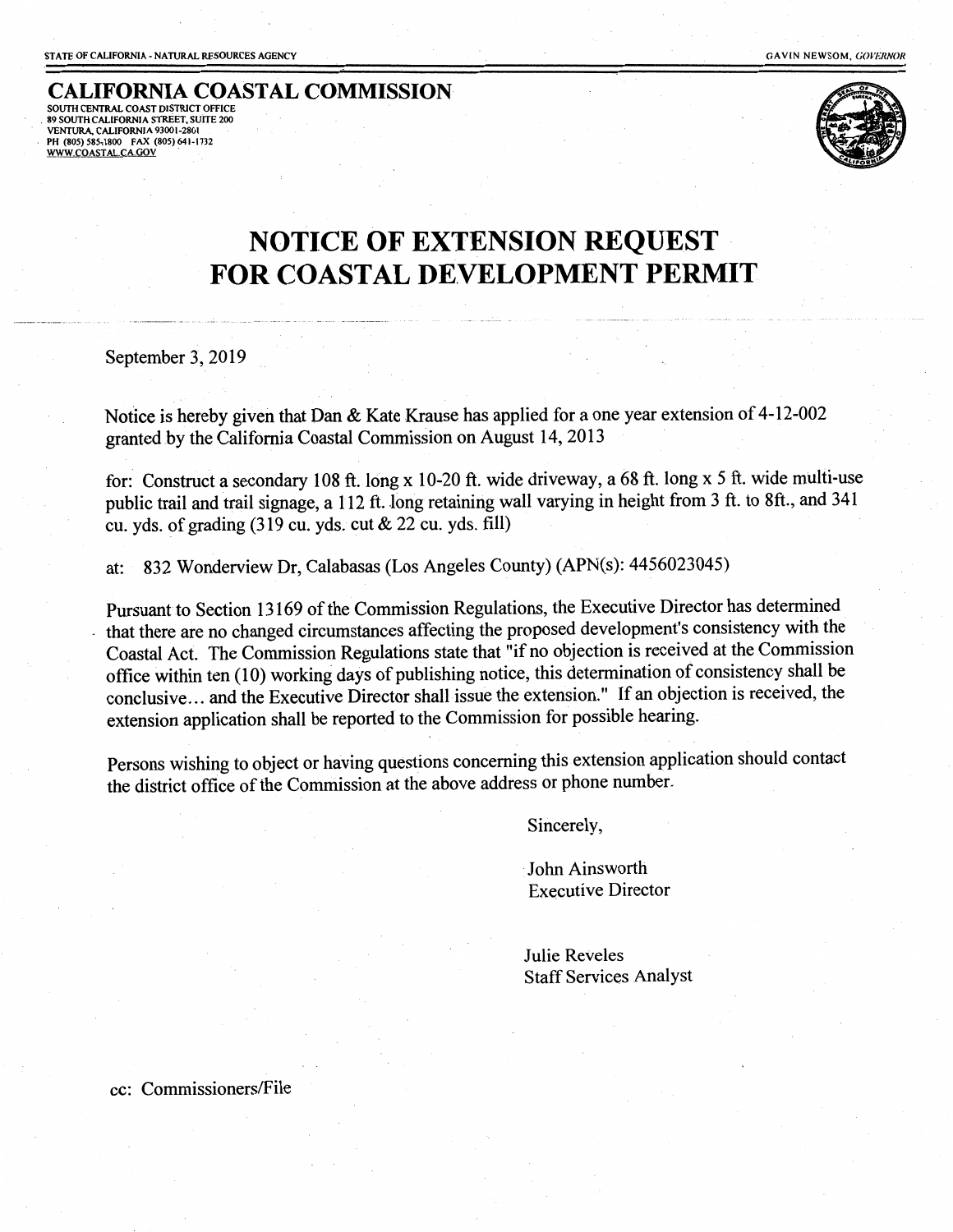STATE OF CALIFORNIA - NATURAL RESOURCES AGENCY

GAVIN NEWSOM, *GOVERNOR*

**CALIFORNIA COASTAL COMMISSION**
SOUTH CENTRAL COAST DISTRICT OFFICE
89 SOUTH CALIFORNIA STREET, SUITE 200
VENTURA, CALIFORNIA 93001-2801
PH (805) 585-1800 FAX (805) 641-1732
WWW.COASTAL.CA.GOV

# NOTICE OF EXTENSION REQUEST FOR COASTAL DEVELOPMENT PERMIT

September 3, 2019

Notice is hereby given that Dan & Kate Krause has applied for a one year extension of 4-12-002 granted by the California Coastal Commission on August 14, 2013

for: Construct a secondary 108 ft. long x 10-20 ft. wide driveway, a 68 ft. long x 5 ft. wide multi-use public trail and trail signage, a 112 ft. long retaining wall varying in height from 3 ft. to 8ft., and 341 cu. yds. of grading (319 cu. yds. cut & 22 cu. yds. fill)

at: 832 Wonderview Dr, Calabasas (Los Angeles County) (APN(s): 4456023045)

Pursuant to Section 13169 of the Commission Regulations, the Executive Director has determined that there are no changed circumstances affecting the proposed development's consistency with the Coastal Act. The Commission Regulations state that "if no objection is received at the Commission office within ten (10) working days of publishing notice, this determination of consistency shall be conclusive... and the Executive Director shall issue the extension." If an objection is received, the extension application shall be reported to the Commission for possible hearing.

Persons wishing to object or having questions concerning this extension application should contact the district office of the Commission at the above address or phone number.

Sincerely,

John Ainsworth
Executive Director

Julie Reveles
Staff Services Analyst

cc: Commissioners/File